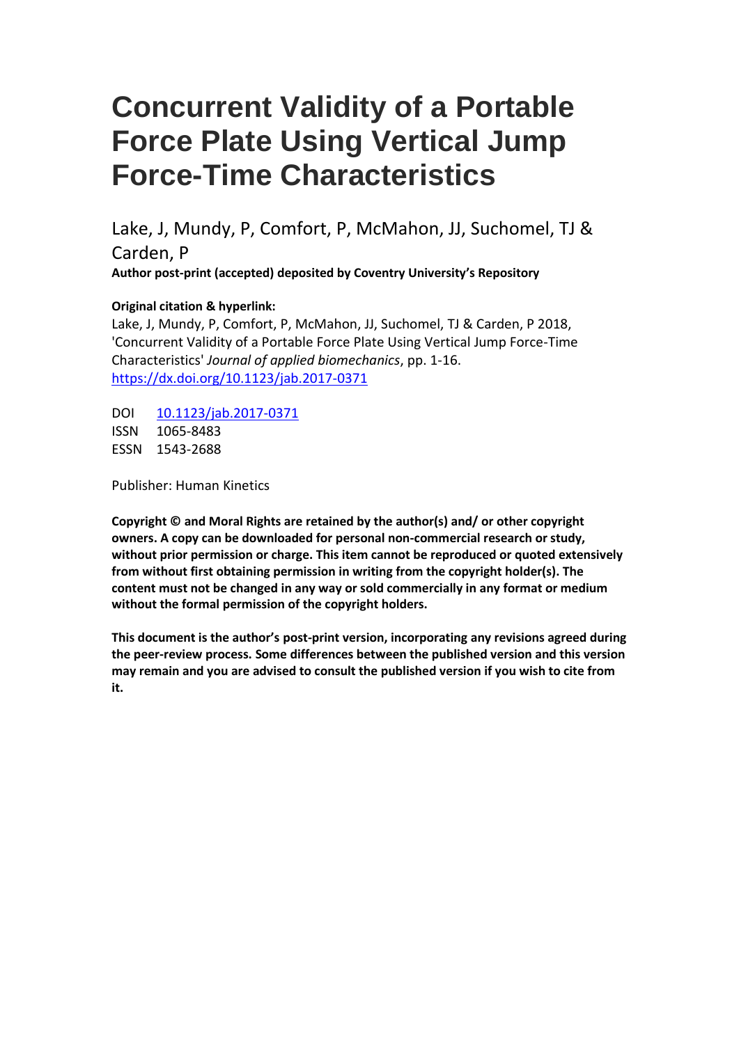# Concurrent Validity of a Portable Force Plate Using Vertical Jump Force-Time Characteristics

Lake, J, Mundy, P, Comfort, P, McMahon, JJ, Suchomel, TJ & Carden, P

**Author post-print (accepted) deposited by Coventry University's Repository**

**Original citation & hyperlink:**

Lake, J, Mundy, P, Comfort, P, McMahon, JJ, Suchomel, TJ & Carden, P 2018, 'Concurrent Validity of a Portable Force Plate Using Vertical Jump Force-Time Characteristics' *Journal of applied biomechanics*, pp. 1-16.
https://dx.doi.org/10.1123/jab.2017-0371

DOI 10.1123/jab.2017-0371
ISSN 1065-8483
ESSN 1543-2688

Publisher: Human Kinetics

**Copyright © and Moral Rights are retained by the author(s) and/ or other copyright owners. A copy can be downloaded for personal non-commercial research or study, without prior permission or charge. This item cannot be reproduced or quoted extensively from without first obtaining permission in writing from the copyright holder(s). The content must not be changed in any way or sold commercially in any format or medium without the formal permission of the copyright holders.**

**This document is the author's post-print version, incorporating any revisions agreed during the peer-review process. Some differences between the published version and this version may remain and you are advised to consult the published version if you wish to cite from it.**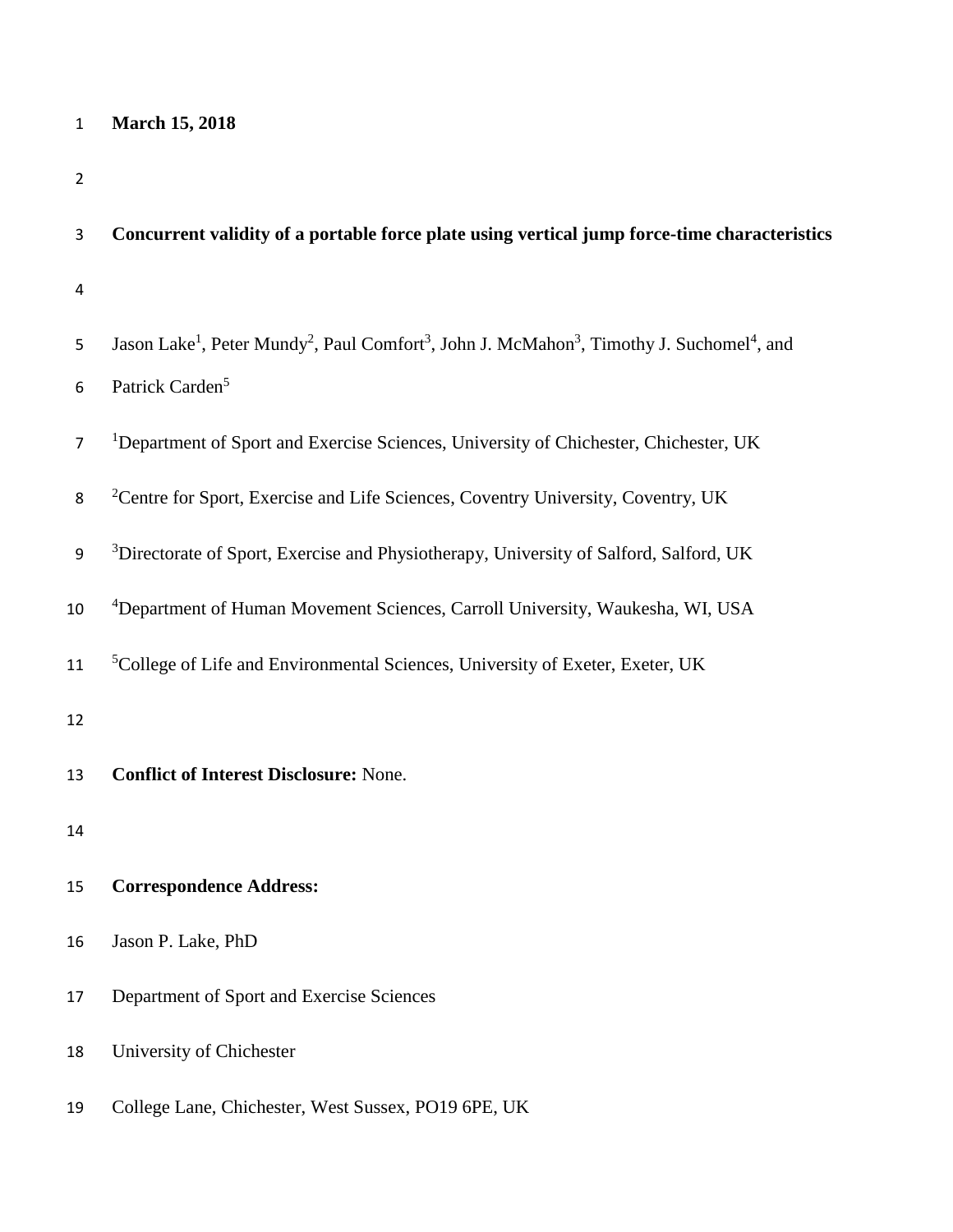**March 15, 2018**

# Concurrent validity of a portable force plate using vertical jump force-time characteristics

Jason Lake[1], Peter Mundy[2], Paul Comfort[3], John J. McMahon[3], Timothy J. Suchomel[4], and Patrick Carden[5]

[1]Department of Sport and Exercise Sciences, University of Chichester, Chichester, UK

[2]Centre for Sport, Exercise and Life Sciences, Coventry University, Coventry, UK

[3]Directorate of Sport, Exercise and Physiotherapy, University of Salford, Salford, UK

[4]Department of Human Movement Sciences, Carroll University, Waukesha, WI, USA

[5]College of Life and Environmental Sciences, University of Exeter, Exeter, UK

**Conflict of Interest Disclosure:** None.

**Correspondence Address:**

Jason P. Lake, PhD

Department of Sport and Exercise Sciences

University of Chichester

College Lane, Chichester, West Sussex, PO19 6PE, UK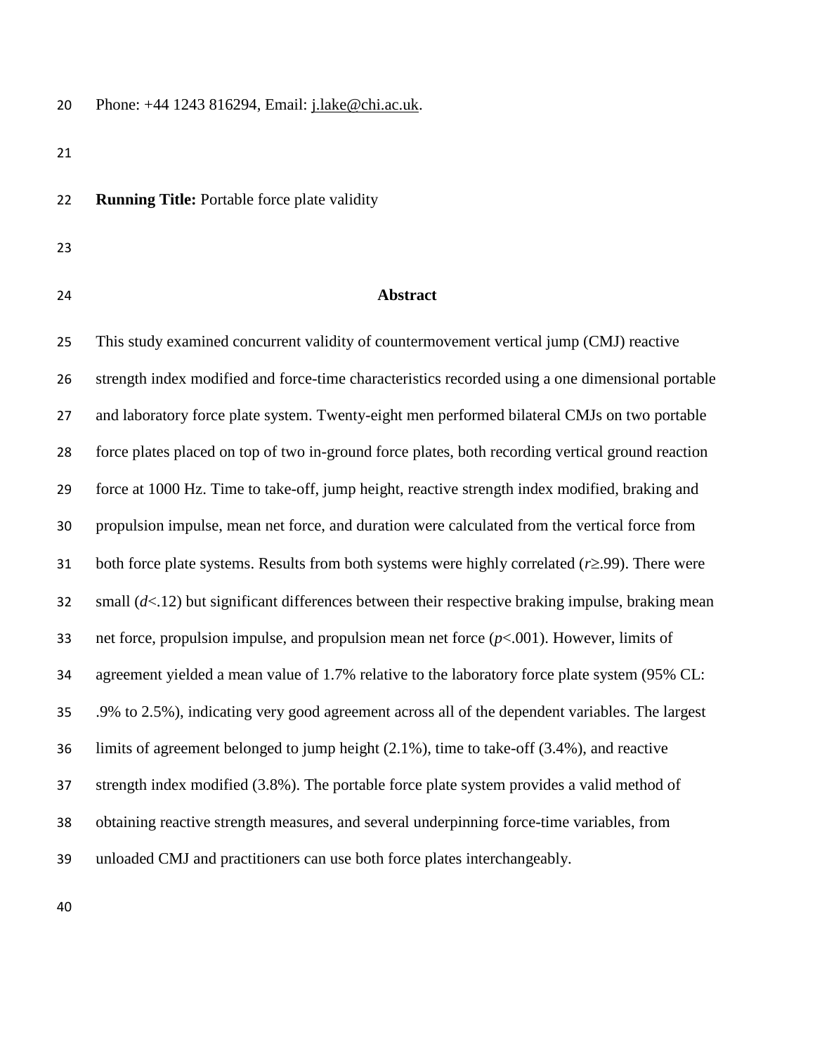Phone: +44 1243 816294, Email: j.lake@chi.ac.uk.

**Running Title:** Portable force plate validity

## Abstract

This study examined concurrent validity of countermovement vertical jump (CMJ) reactive strength index modified and force-time characteristics recorded using a one dimensional portable and laboratory force plate system. Twenty-eight men performed bilateral CMJs on two portable force plates placed on top of two in-ground force plates, both recording vertical ground reaction force at 1000 Hz. Time to take-off, jump height, reactive strength index modified, braking and propulsion impulse, mean net force, and duration were calculated from the vertical force from both force plate systems. Results from both systems were highly correlated ($r \geq .99$). There were small ($d < .12$) but significant differences between their respective braking impulse, braking mean net force, propulsion impulse, and propulsion mean net force ($p < .001$). However, limits of agreement yielded a mean value of 1.7% relative to the laboratory force plate system (95% CL: .9% to 2.5%), indicating very good agreement across all of the dependent variables. The largest limits of agreement belonged to jump height (2.1%), time to take-off (3.4%), and reactive strength index modified (3.8%). The portable force plate system provides a valid method of obtaining reactive strength measures, and several underpinning force-time variables, from unloaded CMJ and practitioners can use both force plates interchangeably.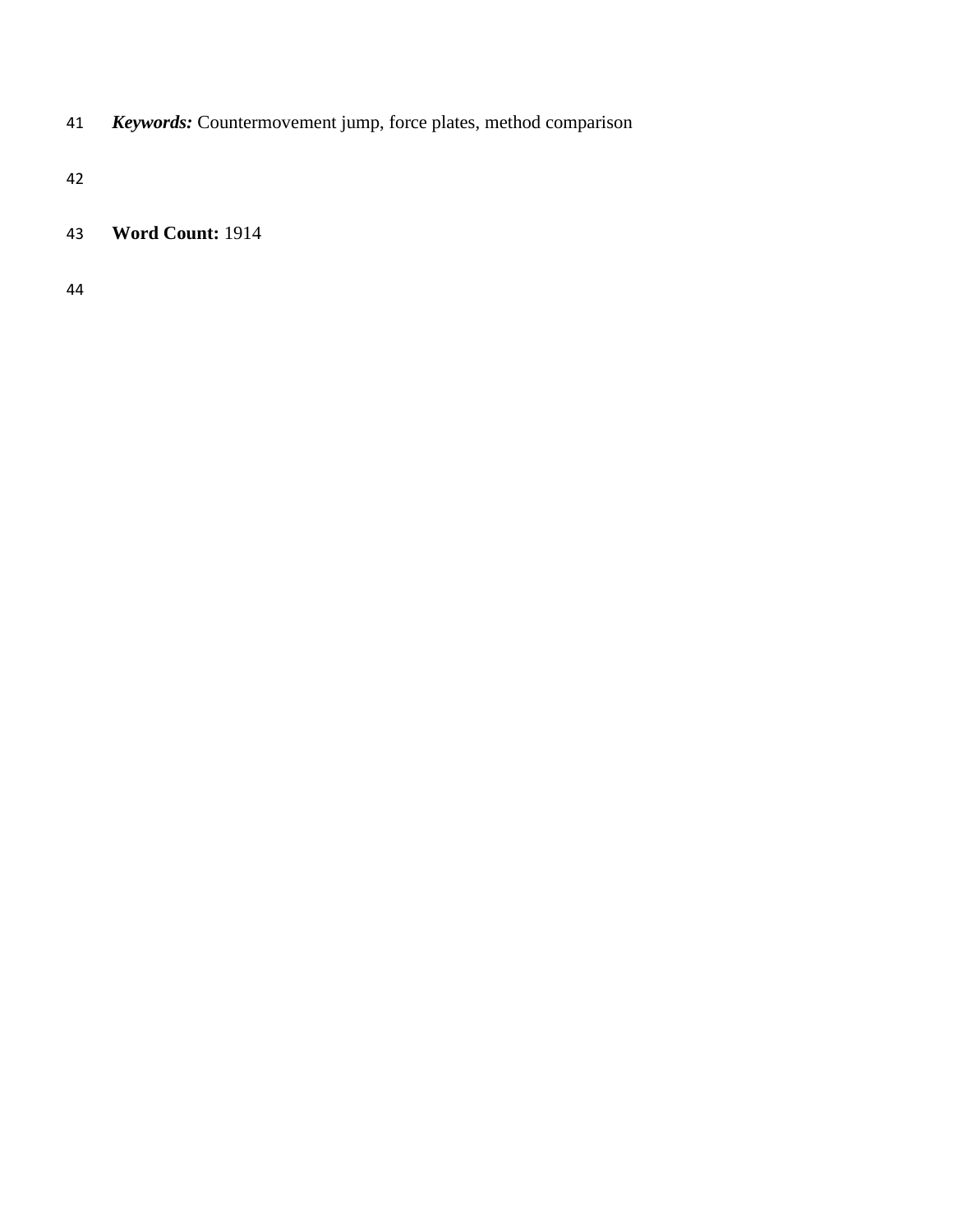***Keywords:*** Countermovement jump, force plates, method comparison

**Word Count:** 1914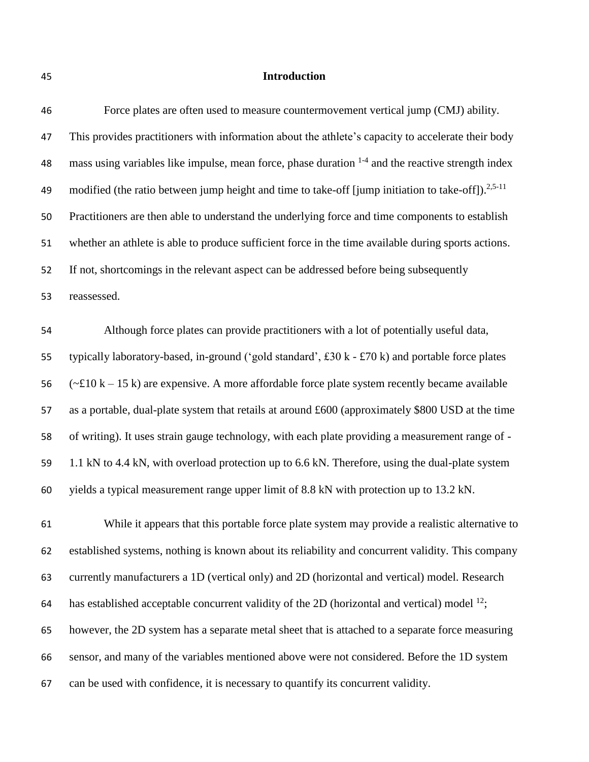## Introduction

Force plates are often used to measure countermovement vertical jump (CMJ) ability. This provides practitioners with information about the athlete's capacity to accelerate their body mass using variables like impulse, mean force, phase duration [1-4] and the reactive strength index modified (the ratio between jump height and time to take-off [jump initiation to take-off]).[2,5-11] Practitioners are then able to understand the underlying force and time components to establish whether an athlete is able to produce sufficient force in the time available during sports actions. If not, shortcomings in the relevant aspect can be addressed before being subsequently reassessed.

Although force plates can provide practitioners with a lot of potentially useful data, typically laboratory-based, in-ground ('gold standard', £30 k - £70 k) and portable force plates (~£10 k – 15 k) are expensive. A more affordable force plate system recently became available as a portable, dual-plate system that retails at around £600 (approximately $800 USD at the time of writing). It uses strain gauge technology, with each plate providing a measurement range of -1.1 kN to 4.4 kN, with overload protection up to 6.6 kN. Therefore, using the dual-plate system yields a typical measurement range upper limit of 8.8 kN with protection up to 13.2 kN.

While it appears that this portable force plate system may provide a realistic alternative to established systems, nothing is known about its reliability and concurrent validity. This company currently manufacturers a 1D (vertical only) and 2D (horizontal and vertical) model. Research has established acceptable concurrent validity of the 2D (horizontal and vertical) model [12]; however, the 2D system has a separate metal sheet that is attached to a separate force measuring sensor, and many of the variables mentioned above were not considered. Before the 1D system can be used with confidence, it is necessary to quantify its concurrent validity.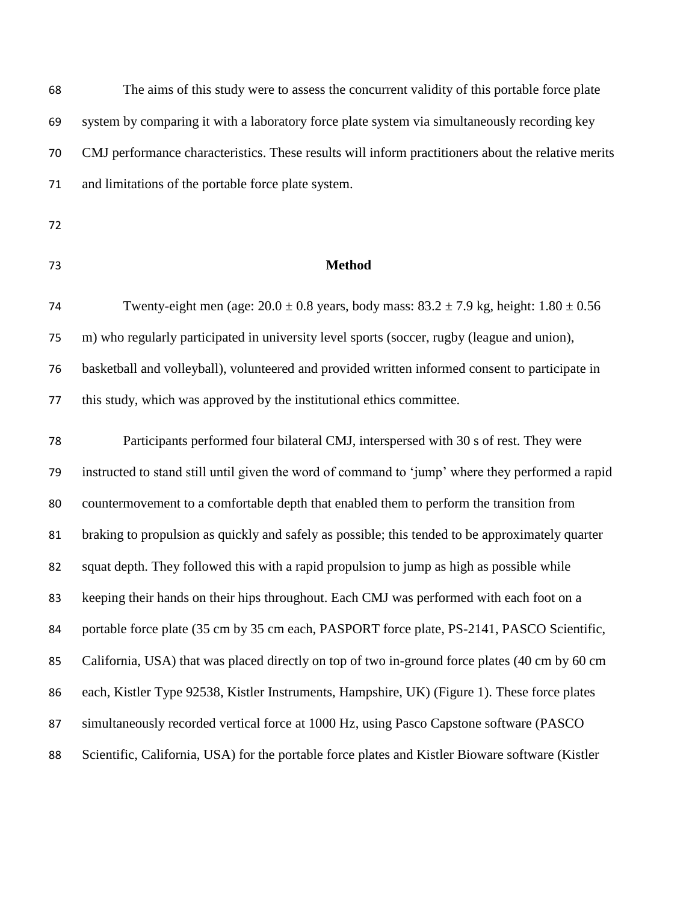The aims of this study were to assess the concurrent validity of this portable force plate system by comparing it with a laboratory force plate system via simultaneously recording key CMJ performance characteristics. These results will inform practitioners about the relative merits and limitations of the portable force plate system.

## Method

Twenty-eight men (age: 20.0 ± 0.8 years, body mass: 83.2 ± 7.9 kg, height: 1.80 ± 0.56 m) who regularly participated in university level sports (soccer, rugby (league and union), basketball and volleyball), volunteered and provided written informed consent to participate in this study, which was approved by the institutional ethics committee.

Participants performed four bilateral CMJ, interspersed with 30 s of rest. They were instructed to stand still until given the word of command to 'jump' where they performed a rapid countermovement to a comfortable depth that enabled them to perform the transition from braking to propulsion as quickly and safely as possible; this tended to be approximately quarter squat depth. They followed this with a rapid propulsion to jump as high as possible while keeping their hands on their hips throughout. Each CMJ was performed with each foot on a portable force plate (35 cm by 35 cm each, PASPORT force plate, PS-2141, PASCO Scientific, California, USA) that was placed directly on top of two in-ground force plates (40 cm by 60 cm each, Kistler Type 92538, Kistler Instruments, Hampshire, UK) (Figure 1). These force plates simultaneously recorded vertical force at 1000 Hz, using Pasco Capstone software (PASCO Scientific, California, USA) for the portable force plates and Kistler Bioware software (Kistler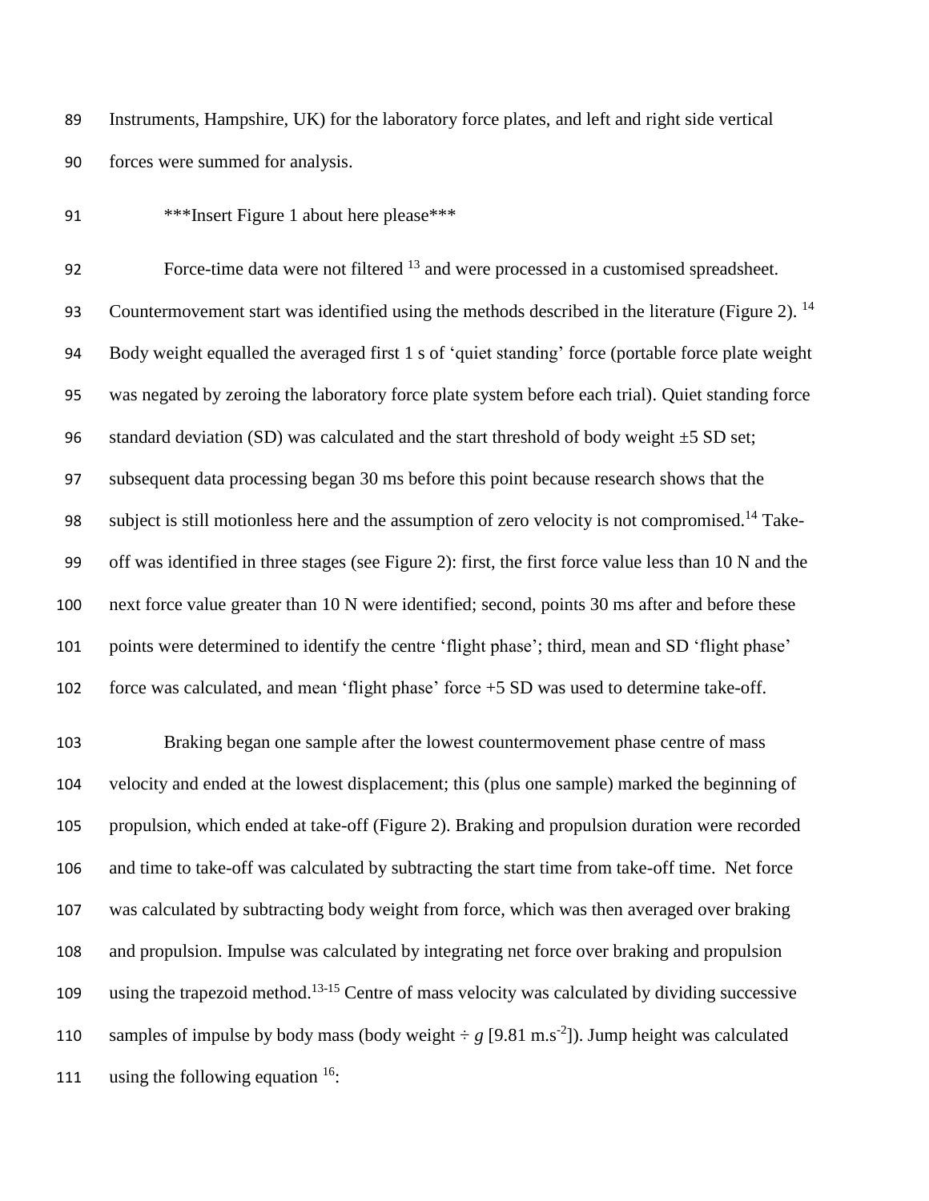Instruments, Hampshire, UK) for the laboratory force plates, and left and right side vertical forces were summed for analysis.

***Insert Figure 1 about here please***

Force-time data were not filtered [13] and were processed in a customised spreadsheet. Countermovement start was identified using the methods described in the literature (Figure 2). [14] Body weight equalled the averaged first 1 s of 'quiet standing' force (portable force plate weight was negated by zeroing the laboratory force plate system before each trial). Quiet standing force standard deviation (SD) was calculated and the start threshold of body weight ±5 SD set; subsequent data processing began 30 ms before this point because research shows that the subject is still motionless here and the assumption of zero velocity is not compromised.[14] Take-off was identified in three stages (see Figure 2): first, the first force value less than 10 N and the next force value greater than 10 N were identified; second, points 30 ms after and before these points were determined to identify the centre 'flight phase'; third, mean and SD 'flight phase' force was calculated, and mean 'flight phase' force +5 SD was used to determine take-off.

Braking began one sample after the lowest countermovement phase centre of mass velocity and ended at the lowest displacement; this (plus one sample) marked the beginning of propulsion, which ended at take-off (Figure 2). Braking and propulsion duration were recorded and time to take-off was calculated by subtracting the start time from take-off time. Net force was calculated by subtracting body weight from force, which was then averaged over braking and propulsion. Impulse was calculated by integrating net force over braking and propulsion using the trapezoid method.[13-15] Centre of mass velocity was calculated by dividing successive samples of impulse by body mass (body weight ÷ $g$ [9.81 $m.s^{-2}$]). Jump height was calculated using the following equation [16]: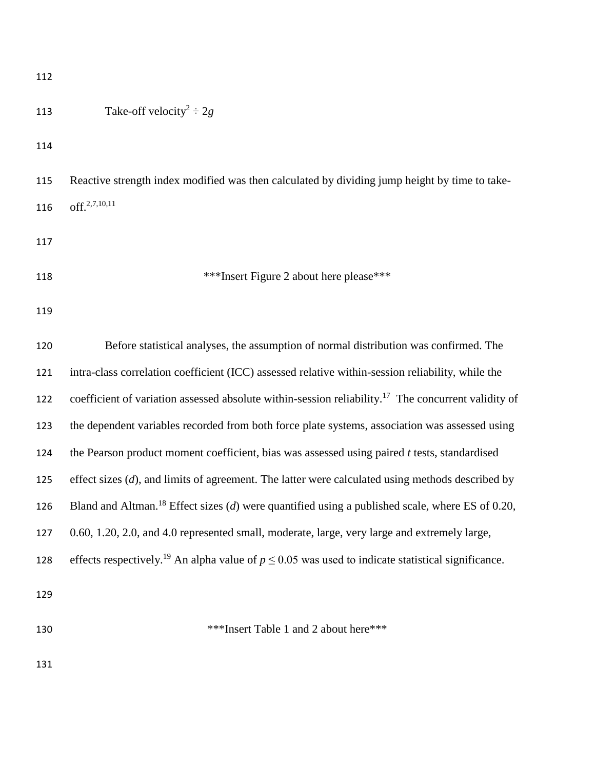$$\text{Take-off velocity}^2 \div 2g$$

Reactive strength index modified was then calculated by dividing jump height by time to take-off.[2,7,10,11]

***Insert Figure 2 about here please***

Before statistical analyses, the assumption of normal distribution was confirmed. The intra-class correlation coefficient (ICC) assessed relative within-session reliability, while the coefficient of variation assessed absolute within-session reliability.[17] The concurrent validity of the dependent variables recorded from both force plate systems, association was assessed using the Pearson product moment coefficient, bias was assessed using paired *t* tests, standardised effect sizes (*d*), and limits of agreement. The latter were calculated using methods described by Bland and Altman.[18] Effect sizes (*d*) were quantified using a published scale, where ES of 0.20, 0.60, 1.20, 2.0, and 4.0 represented small, moderate, large, very large and extremely large, effects respectively.[19] An alpha value of $p \leq 0.05$ was used to indicate statistical significance.

***Insert Table 1 and 2 about here***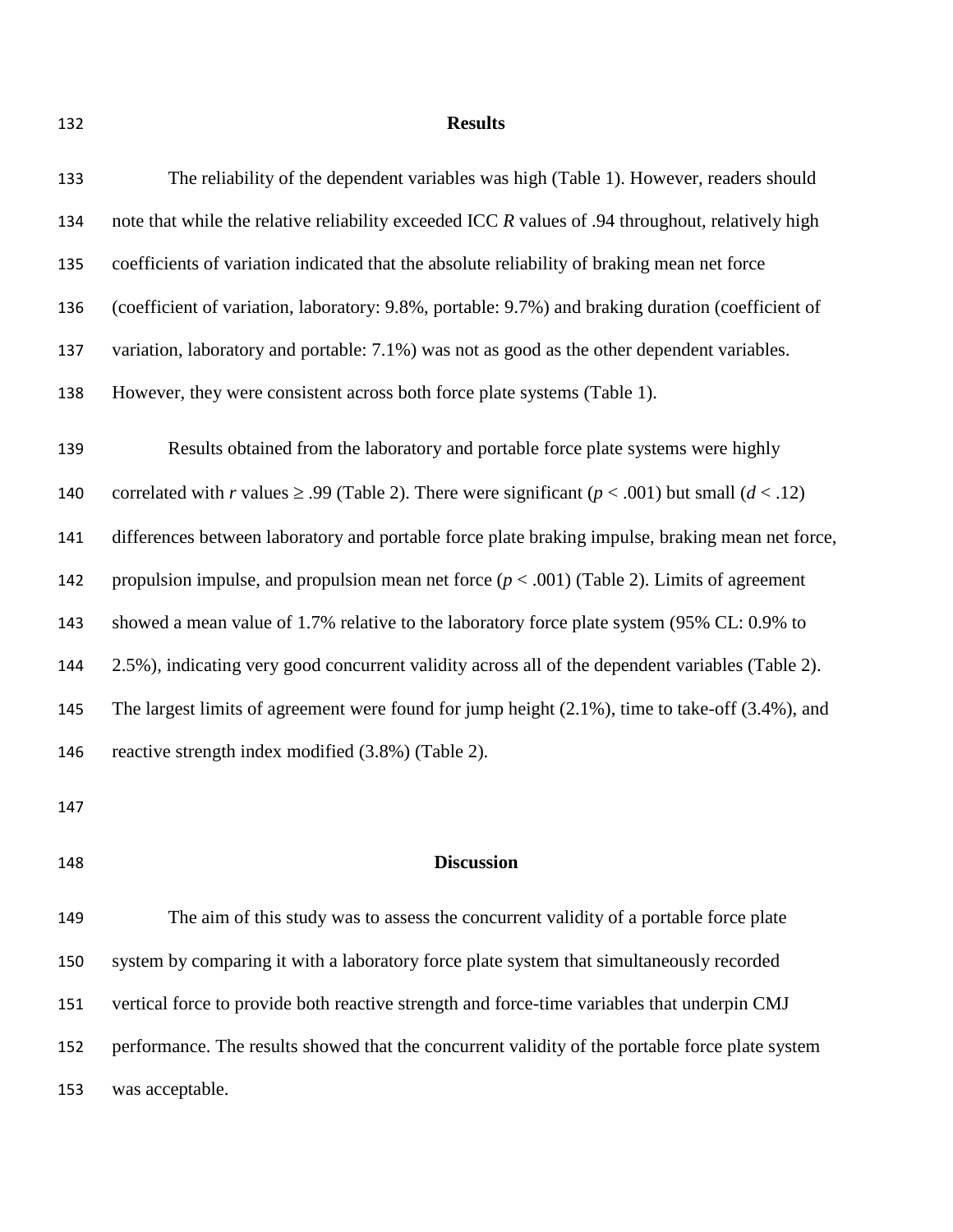## Results

The reliability of the dependent variables was high (Table 1). However, readers should note that while the relative reliability exceeded ICC $R$ values of .94 throughout, relatively high coefficients of variation indicated that the absolute reliability of braking mean net force (coefficient of variation, laboratory: 9.8%, portable: 9.7%) and braking duration (coefficient of variation, laboratory and portable: 7.1%) was not as good as the other dependent variables. However, they were consistent across both force plate systems (Table 1).

Results obtained from the laboratory and portable force plate systems were highly correlated with $r$ values $\geq .99$ (Table 2). There were significant ($p < .001$) but small ($d < .12$) differences between laboratory and portable force plate braking impulse, braking mean net force, propulsion impulse, and propulsion mean net force ($p < .001$) (Table 2). Limits of agreement showed a mean value of 1.7% relative to the laboratory force plate system (95% CL: 0.9% to 2.5%), indicating very good concurrent validity across all of the dependent variables (Table 2). The largest limits of agreement were found for jump height (2.1%), time to take-off (3.4%), and reactive strength index modified (3.8%) (Table 2).

## Discussion

The aim of this study was to assess the concurrent validity of a portable force plate system by comparing it with a laboratory force plate system that simultaneously recorded vertical force to provide both reactive strength and force-time variables that underpin CMJ performance. The results showed that the concurrent validity of the portable force plate system was acceptable.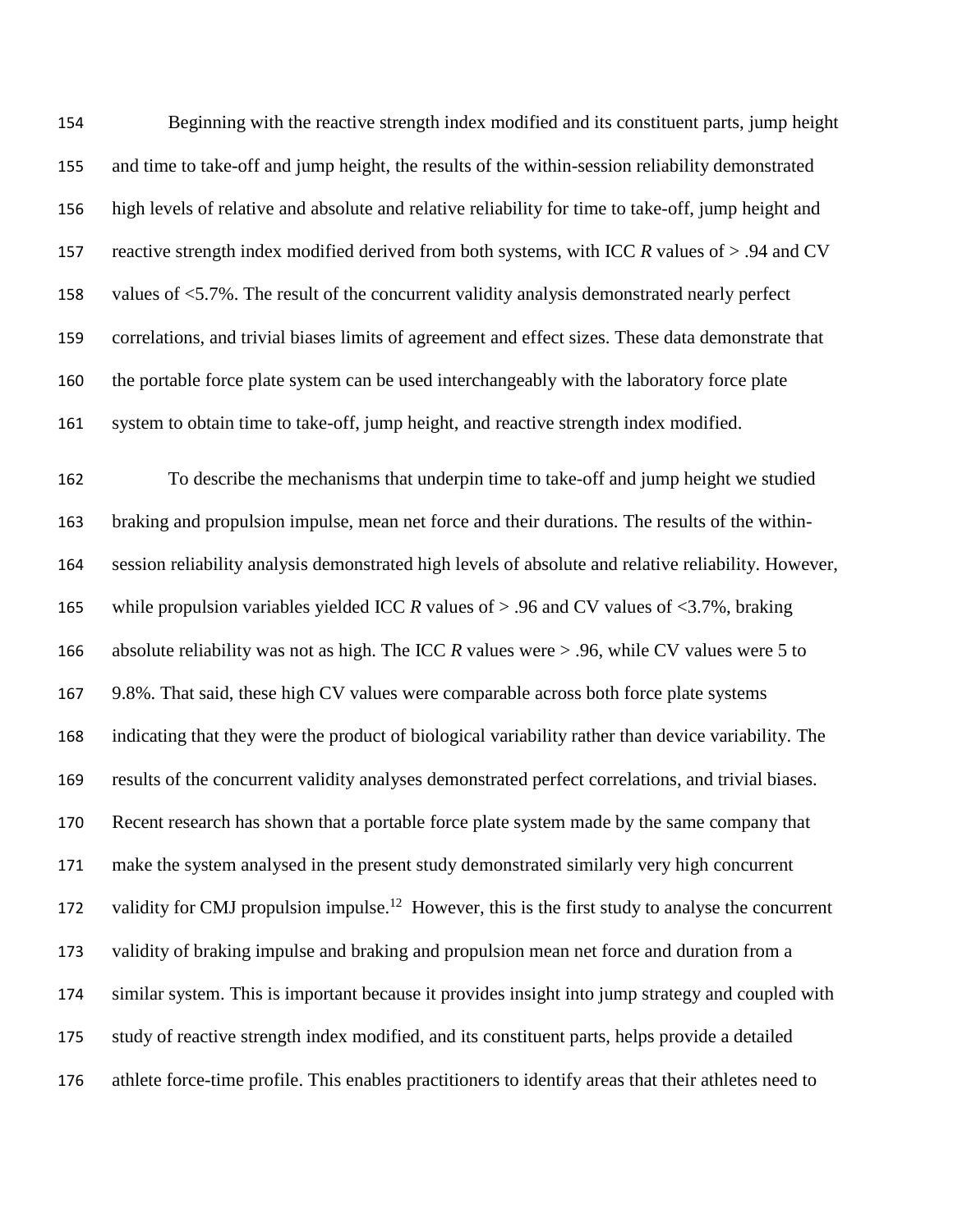Beginning with the reactive strength index modified and its constituent parts, jump height and time to take-off and jump height, the results of the within-session reliability demonstrated high levels of relative and absolute and relative reliability for time to take-off, jump height and reactive strength index modified derived from both systems, with ICC *R* values of > .94 and CV values of <5.7%. The result of the concurrent validity analysis demonstrated nearly perfect correlations, and trivial biases limits of agreement and effect sizes. These data demonstrate that the portable force plate system can be used interchangeably with the laboratory force plate system to obtain time to take-off, jump height, and reactive strength index modified.

To describe the mechanisms that underpin time to take-off and jump height we studied braking and propulsion impulse, mean net force and their durations. The results of the within-session reliability analysis demonstrated high levels of absolute and relative reliability. However, while propulsion variables yielded ICC *R* values of > .96 and CV values of <3.7%, braking absolute reliability was not as high. The ICC *R* values were > .96, while CV values were 5 to 9.8%. That said, these high CV values were comparable across both force plate systems indicating that they were the product of biological variability rather than device variability. The results of the concurrent validity analyses demonstrated perfect correlations, and trivial biases. Recent research has shown that a portable force plate system made by the same company that make the system analysed in the present study demonstrated similarly very high concurrent validity for CMJ propulsion impulse.[12] However, this is the first study to analyse the concurrent validity of braking impulse and braking and propulsion mean net force and duration from a similar system. This is important because it provides insight into jump strategy and coupled with study of reactive strength index modified, and its constituent parts, helps provide a detailed athlete force-time profile. This enables practitioners to identify areas that their athletes need to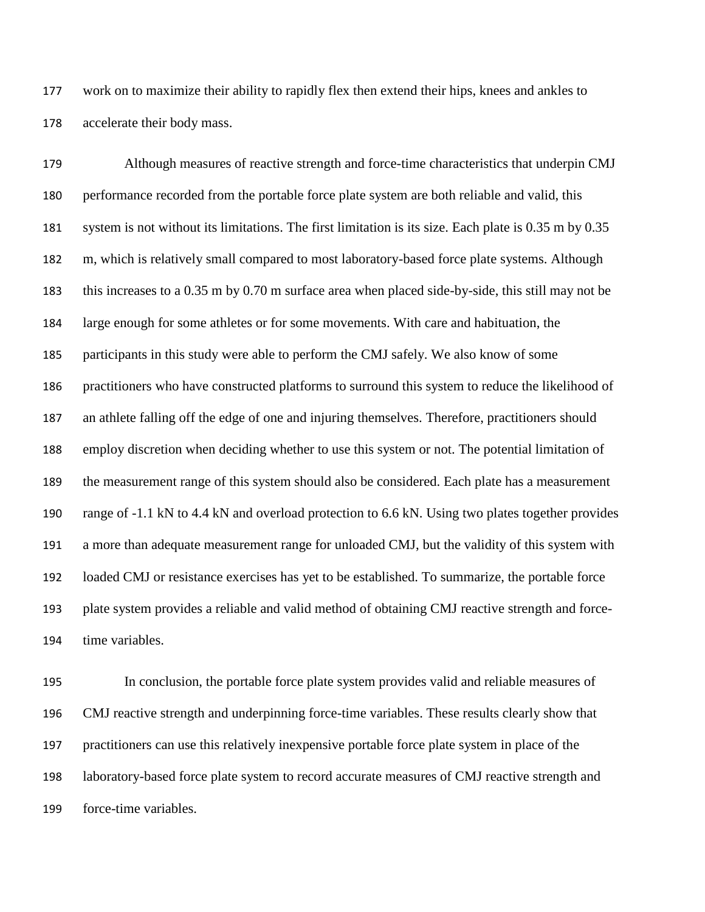work on to maximize their ability to rapidly flex then extend their hips, knees and ankles to accelerate their body mass.

Although measures of reactive strength and force-time characteristics that underpin CMJ performance recorded from the portable force plate system are both reliable and valid, this system is not without its limitations. The first limitation is its size. Each plate is 0.35 m by 0.35 m, which is relatively small compared to most laboratory-based force plate systems. Although this increases to a 0.35 m by 0.70 m surface area when placed side-by-side, this still may not be large enough for some athletes or for some movements. With care and habituation, the participants in this study were able to perform the CMJ safely. We also know of some practitioners who have constructed platforms to surround this system to reduce the likelihood of an athlete falling off the edge of one and injuring themselves. Therefore, practitioners should employ discretion when deciding whether to use this system or not. The potential limitation of the measurement range of this system should also be considered. Each plate has a measurement range of -1.1 kN to 4.4 kN and overload protection to 6.6 kN. Using two plates together provides a more than adequate measurement range for unloaded CMJ, but the validity of this system with loaded CMJ or resistance exercises has yet to be established. To summarize, the portable force plate system provides a reliable and valid method of obtaining CMJ reactive strength and force-time variables.

In conclusion, the portable force plate system provides valid and reliable measures of CMJ reactive strength and underpinning force-time variables. These results clearly show that practitioners can use this relatively inexpensive portable force plate system in place of the laboratory-based force plate system to record accurate measures of CMJ reactive strength and force-time variables.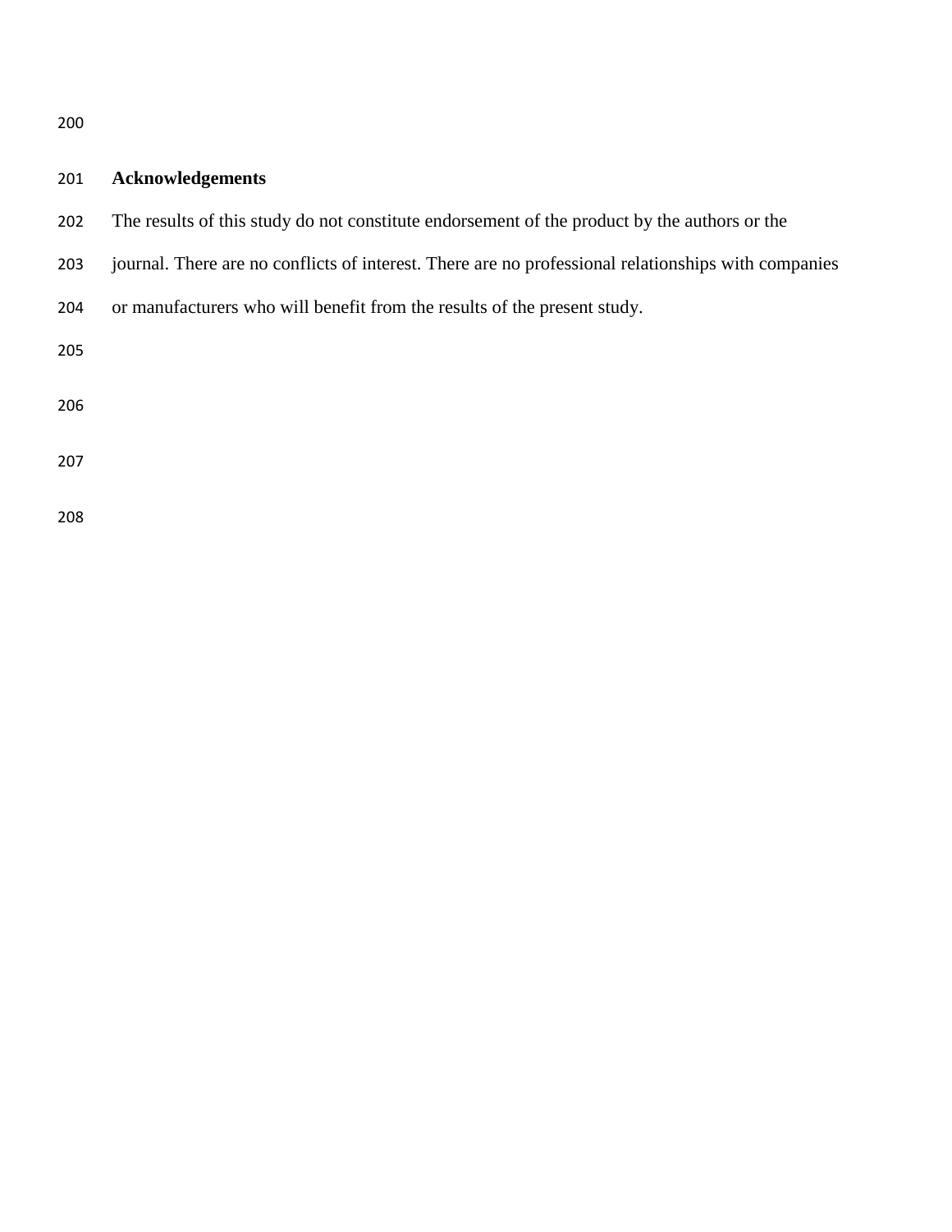## Acknowledgements

The results of this study do not constitute endorsement of the product by the authors or the journal. There are no conflicts of interest. There are no professional relationships with companies or manufacturers who will benefit from the results of the present study.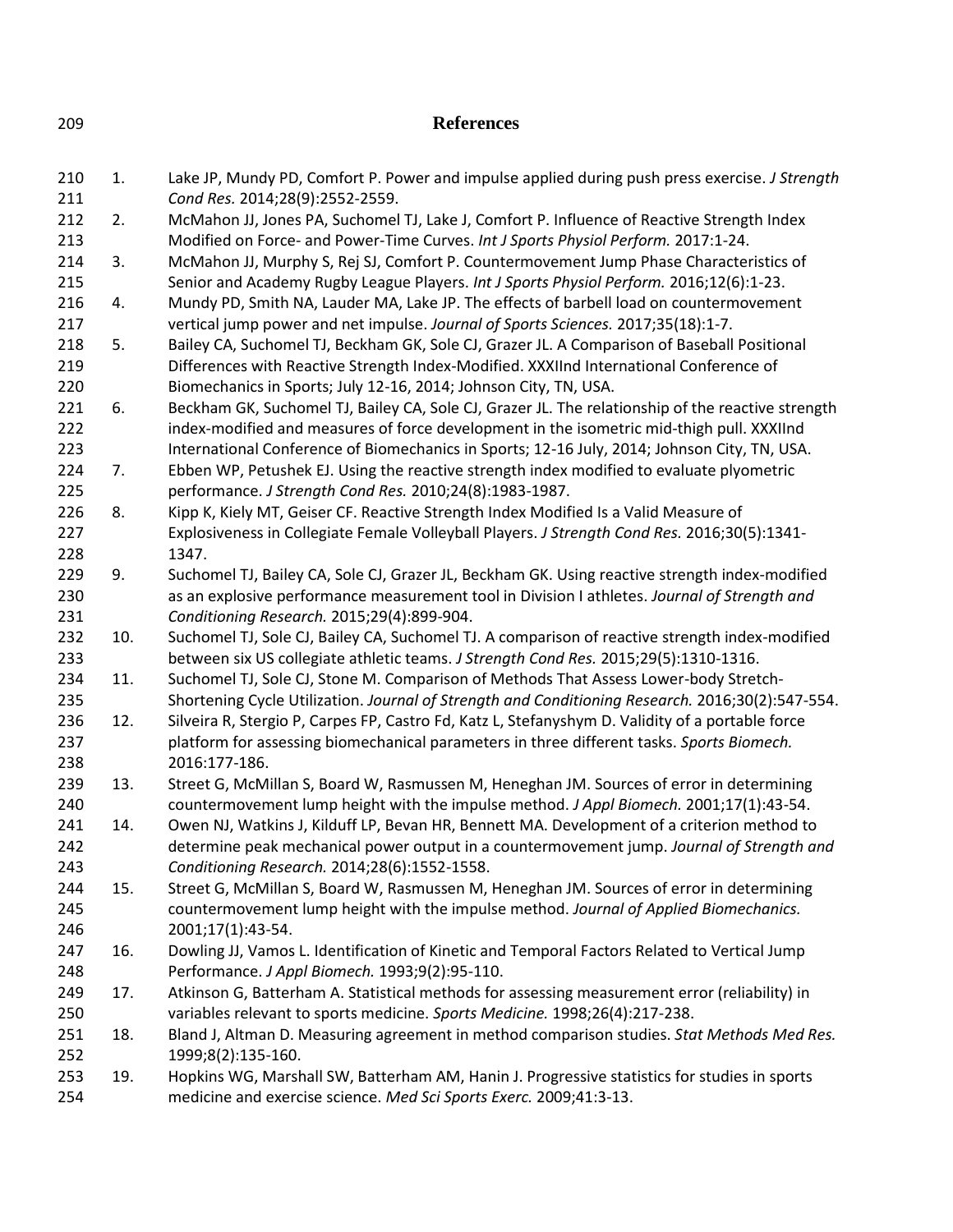## References

1. Lake JP, Mundy PD, Comfort P. Power and impulse applied during push press exercise. *J Strength Cond Res.* 2014;28(9):2552-2559.
2. McMahon JJ, Jones PA, Suchomel TJ, Lake J, Comfort P. Influence of Reactive Strength Index Modified on Force- and Power-Time Curves. *Int J Sports Physiol Perform.* 2017:1-24.
3. McMahon JJ, Murphy S, Rej SJ, Comfort P. Countermovement Jump Phase Characteristics of Senior and Academy Rugby League Players. *Int J Sports Physiol Perform.* 2016;12(6):1-23.
4. Mundy PD, Smith NA, Lauder MA, Lake JP. The effects of barbell load on countermovement vertical jump power and net impulse. *Journal of Sports Sciences.* 2017;35(18):1-7.
5. Bailey CA, Suchomel TJ, Beckham GK, Sole CJ, Grazer JL. A Comparison of Baseball Positional Differences with Reactive Strength Index-Modified. XXXIInd International Conference of Biomechanics in Sports; July 12-16, 2014; Johnson City, TN, USA.
6. Beckham GK, Suchomel TJ, Bailey CA, Sole CJ, Grazer JL. The relationship of the reactive strength index-modified and measures of force development in the isometric mid-thigh pull. XXXIInd International Conference of Biomechanics in Sports; 12-16 July, 2014; Johnson City, TN, USA.
7. Ebben WP, Petushek EJ. Using the reactive strength index modified to evaluate plyometric performance. *J Strength Cond Res.* 2010;24(8):1983-1987.
8. Kipp K, Kiely MT, Geiser CF. Reactive Strength Index Modified Is a Valid Measure of Explosiveness in Collegiate Female Volleyball Players. *J Strength Cond Res.* 2016;30(5):1341-1347.
9. Suchomel TJ, Bailey CA, Sole CJ, Grazer JL, Beckham GK. Using reactive strength index-modified as an explosive performance measurement tool in Division I athletes. *Journal of Strength and Conditioning Research.* 2015;29(4):899-904.
10. Suchomel TJ, Sole CJ, Bailey CA, Suchomel TJ. A comparison of reactive strength index-modified between six US collegiate athletic teams. *J Strength Cond Res.* 2015;29(5):1310-1316.
11. Suchomel TJ, Sole CJ, Stone M. Comparison of Methods That Assess Lower-body Stretch-Shortening Cycle Utilization. *Journal of Strength and Conditioning Research.* 2016;30(2):547-554.
12. Silveira R, Stergio P, Carpes FP, Castro Fd, Katz L, Stefanyshym D. Validity of a portable force platform for assessing biomechanical parameters in three different tasks. *Sports Biomech.* 2016:177-186.
13. Street G, McMillan S, Board W, Rasmussen M, Heneghan JM. Sources of error in determining countermovement lump height with the impulse method. *J Appl Biomech.* 2001;17(1):43-54.
14. Owen NJ, Watkins J, Kilduff LP, Bevan HR, Bennett MA. Development of a criterion method to determine peak mechanical power output in a countermovement jump. *Journal of Strength and Conditioning Research.* 2014;28(6):1552-1558.
15. Street G, McMillan S, Board W, Rasmussen M, Heneghan JM. Sources of error in determining countermovement lump height with the impulse method. *Journal of Applied Biomechanics.* 2001;17(1):43-54.
16. Dowling JJ, Vamos L. Identification of Kinetic and Temporal Factors Related to Vertical Jump Performance. *J Appl Biomech.* 1993;9(2):95-110.
17. Atkinson G, Batterham A. Statistical methods for assessing measurement error (reliability) in variables relevant to sports medicine. *Sports Medicine.* 1998;26(4):217-238.
18. Bland J, Altman D. Measuring agreement in method comparison studies. *Stat Methods Med Res.* 1999;8(2):135-160.
19. Hopkins WG, Marshall SW, Batterham AM, Hanin J. Progressive statistics for studies in sports medicine and exercise science. *Med Sci Sports Exerc.* 2009;41:3-13.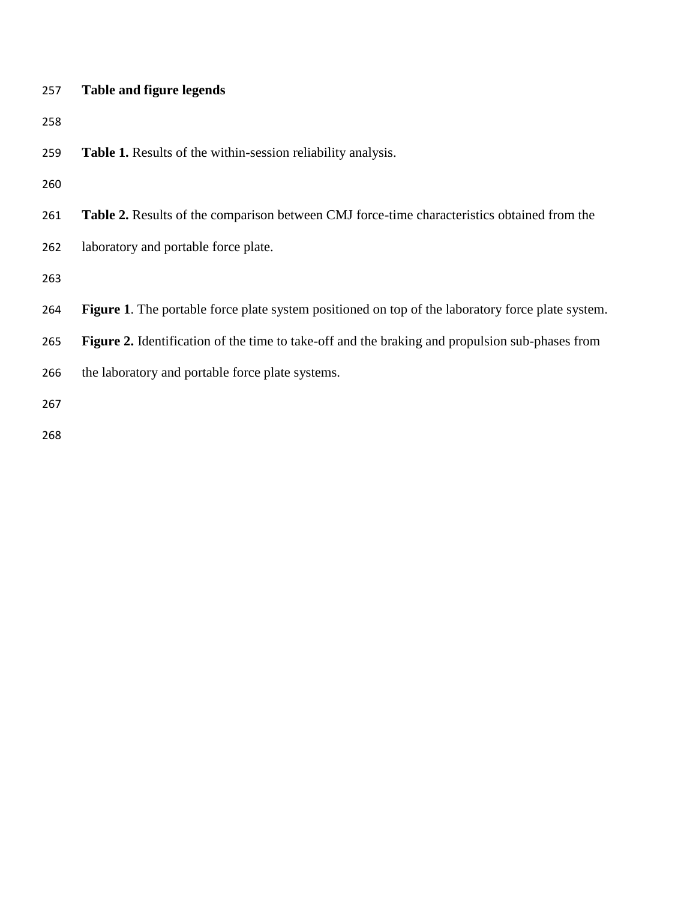**Table and figure legends**

**Table 1.** Results of the within-session reliability analysis.

**Table 2.** Results of the comparison between CMJ force-time characteristics obtained from the laboratory and portable force plate.

**Figure 1**. The portable force plate system positioned on top of the laboratory force plate system.

**Figure 2.** Identification of the time to take-off and the braking and propulsion sub-phases from the laboratory and portable force plate systems.